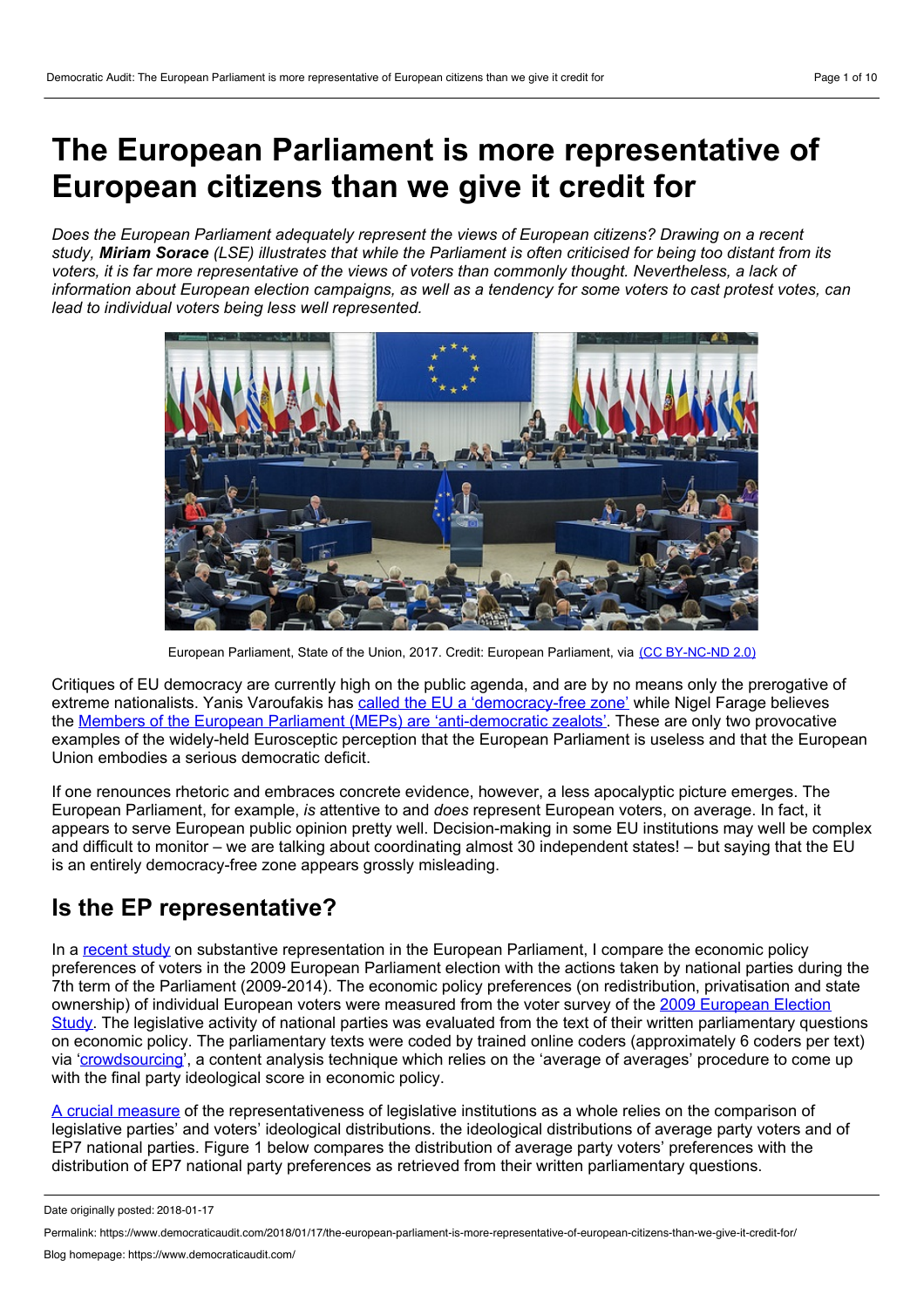# The European Parliament is more representative of European citizens than we give it credit for

*Does the European Parliament adequately represent the views of European citizens? Drawing on a recent study, **Miriam Sorace** (LSE) illustrates that while the Parliament is often criticised for being too distant from its voters, it is far more representative of the views of voters than commonly thought. Nevertheless, a lack of information about European election campaigns, as well as a tendency for some voters to cast protest votes, can lead to individual voters being less well represented.*

European Parliament, State of the Union, 2017. Credit: European Parliament, via (CC BY-NC-ND 2.0)

Critiques of EU democracy are currently high on the public agenda, and are by no means only the prerogative of extreme nationalists. Yanis Varoufakis has called the EU a 'democracy-free zone' while Nigel Farage believes the Members of the European Parliament (MEPs) are 'anti-democratic zealots'. These are only two provocative examples of the widely-held Eurosceptic perception that the European Parliament is useless and that the European Union embodies a serious democratic deficit.

If one renounces rhetoric and embraces concrete evidence, however, a less apocalyptic picture emerges. The European Parliament, for example, *is* attentive to and *does* represent European voters, on average. In fact, it appears to serve European public opinion pretty well. Decision-making in some EU institutions may well be complex and difficult to monitor – we are talking about coordinating almost 30 independent states! – but saying that the EU is an entirely democracy-free zone appears grossly misleading.

## Is the EP representative?

In a recent study on substantive representation in the European Parliament, I compare the economic policy preferences of voters in the 2009 European Parliament election with the actions taken by national parties during the 7th term of the Parliament (2009-2014). The economic policy preferences (on redistribution, privatisation and state ownership) of individual European voters were measured from the voter survey of the 2009 European Election Study. The legislative activity of national parties was evaluated from the text of their written parliamentary questions on economic policy. The parliamentary texts were coded by trained online coders (approximately 6 coders per text) via 'crowdsourcing', a content analysis technique which relies on the 'average of averages' procedure to come up with the final party ideological score in economic policy.

A crucial measure of the representativeness of legislative institutions as a whole relies on the comparison of legislative parties' and voters' ideological distributions. the ideological distributions of average party voters and of EP7 national parties. Figure 1 below compares the distribution of average party voters' preferences with the distribution of EP7 national party preferences as retrieved from their written parliamentary questions.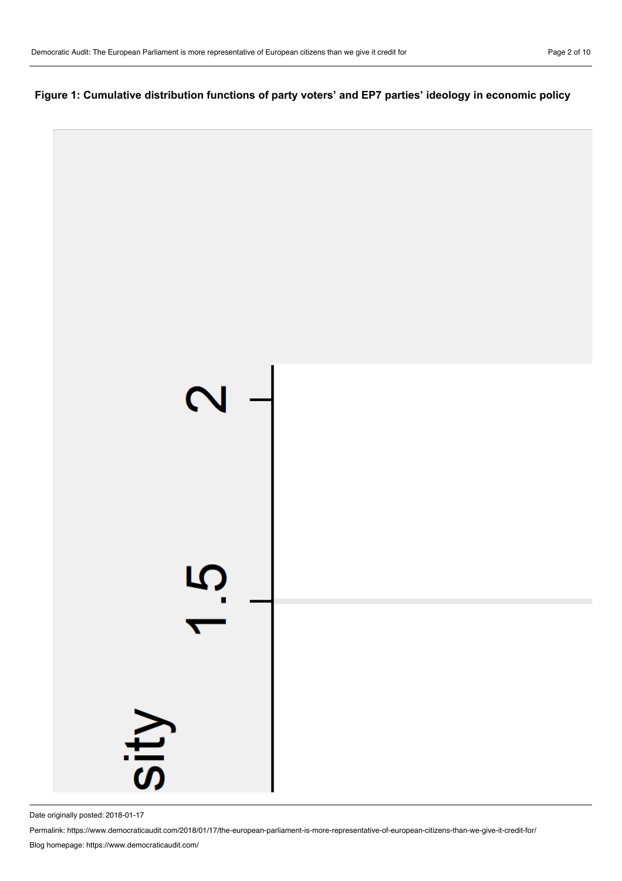**Figure 1: Cumulative distribution functions of party voters' and EP7 parties' ideology in economic policy**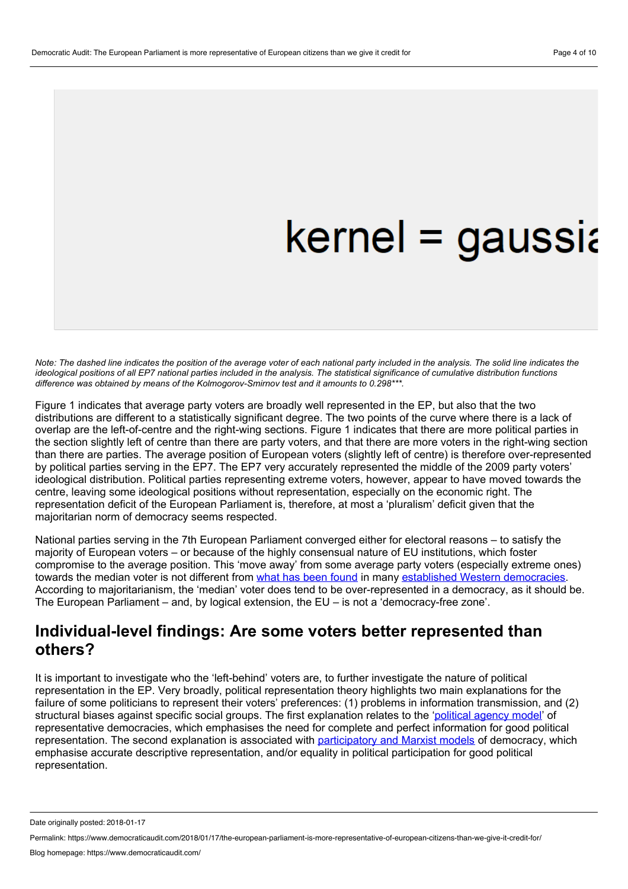*Note: The dashed line indicates the position of the average voter of each national party included in the analysis. The solid line indicates the ideological positions of all EP7 national parties included in the analysis. The statistical significance of cumulative distribution functions difference was obtained by means of the Kolmogorov-Smirnov test and it amounts to 0.298\*\*\*.*

Figure 1 indicates that average party voters are broadly well represented in the EP, but also that the two distributions are different to a statistically significant degree. The two points of the curve where there is a lack of overlap are the left-of-centre and the right-wing sections. Figure 1 indicates that there are more political parties in the section slightly left of centre than there are party voters, and that there are more voters in the right-wing section than there are parties. The average position of European voters (slightly left of centre) is therefore over-represented by political parties serving in the EP7. The EP7 very accurately represented the middle of the 2009 party voters' ideological distribution. Political parties representing extreme voters, however, appear to have moved towards the centre, leaving some ideological positions without representation, especially on the economic right. The representation deficit of the European Parliament is, therefore, at most a 'pluralism' deficit given that the majoritarian norm of democracy seems respected.

National parties serving in the 7th European Parliament converged either for electoral reasons – to satisfy the majority of European voters – or because of the highly consensual nature of EU institutions, which foster compromise to the average position. This 'move away' from some average party voters (especially extreme ones) towards the median voter is not different from what has been found in many established Western democracies. According to majoritarianism, the 'median' voter does tend to be over-represented in a democracy, as it should be. The European Parliament – and, by logical extension, the EU – is not a 'democracy-free zone'.

## Individual-level findings: Are some voters better represented than others?

It is important to investigate who the 'left-behind' voters are, to further investigate the nature of political representation in the EP. Very broadly, political representation theory highlights two main explanations for the failure of some politicians to represent their voters' preferences: (1) problems in information transmission, and (2) structural biases against specific social groups. The first explanation relates to the 'political agency model' of representative democracies, which emphasises the need for complete and perfect information for good political representation. The second explanation is associated with participatory and Marxist models of democracy, which emphasise accurate descriptive representation, and/or equality in political participation for good political representation.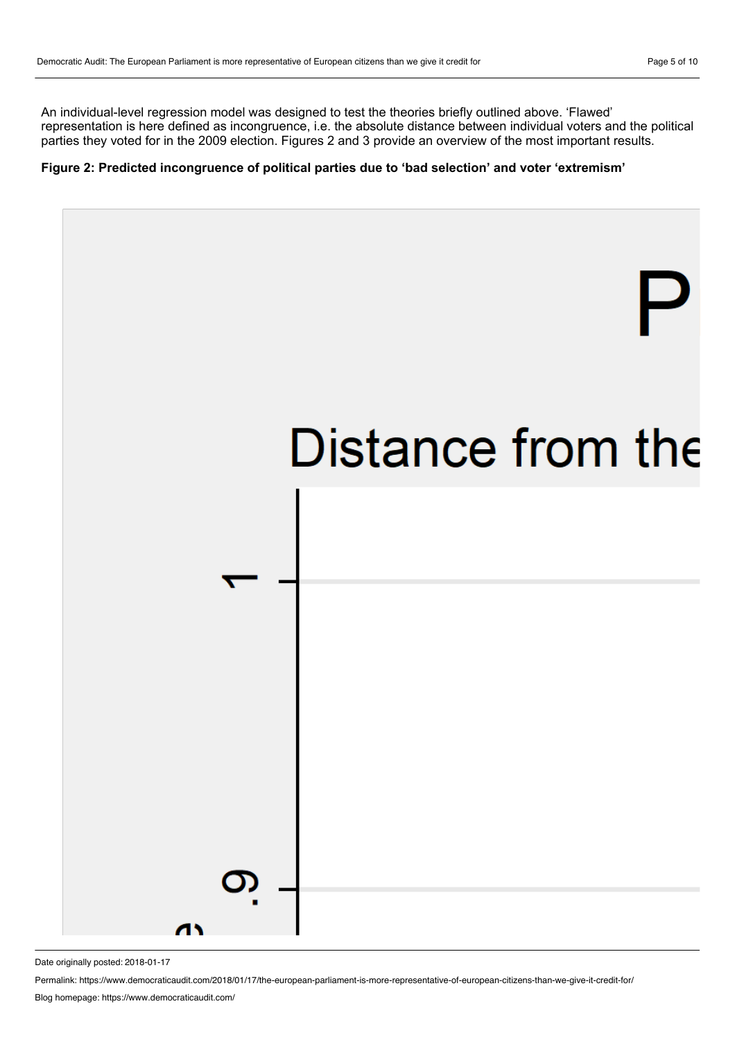An individual-level regression model was designed to test the theories briefly outlined above. 'Flawed' representation is here defined as incongruence, i.e. the absolute distance between individual voters and the political parties they voted for in the 2009 election. Figures 2 and 3 provide an overview of the most important results.

**Figure 2: Predicted incongruence of political parties due to 'bad selection' and voter 'extremism'**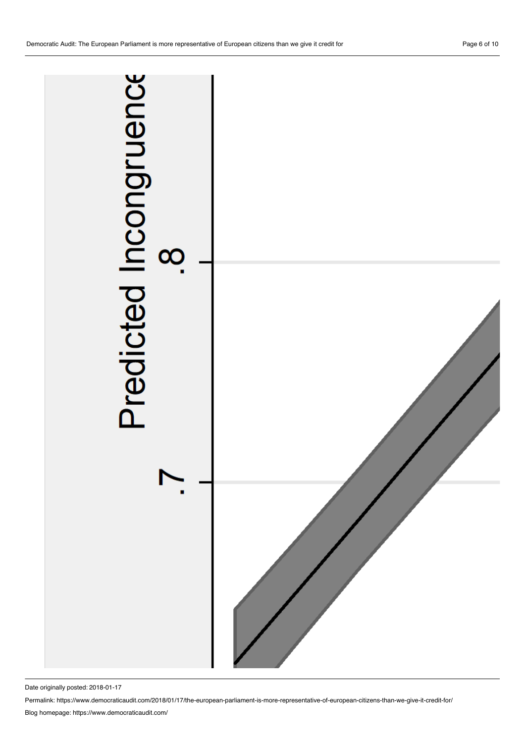Predicted Incongruence

.8

.7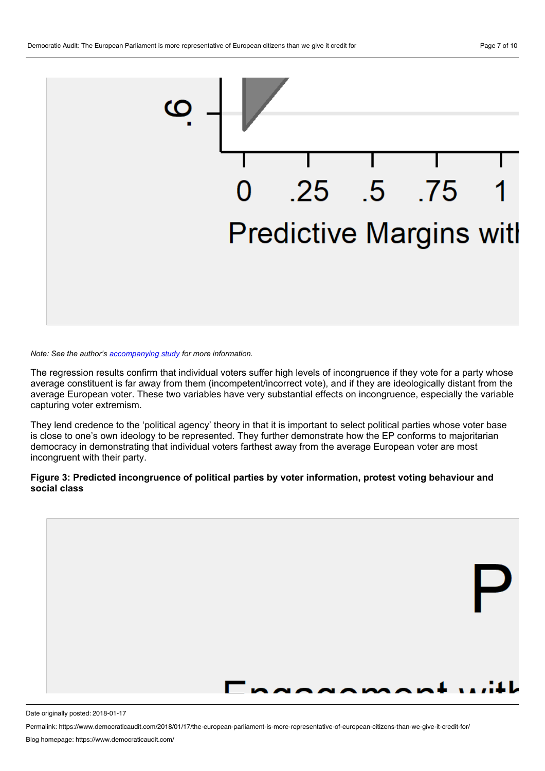*Note: See the author's [accompanying study](#) for more information.*

The regression results confirm that individual voters suffer high levels of incongruence if they vote for a party whose average constituent is far away from them (incompetent/incorrect vote), and if they are ideologically distant from the average European voter. These two variables have very substantial effects on incongruence, especially the variable capturing voter extremism.

They lend credence to the 'political agency' theory in that it is important to select political parties whose voter base is close to one's own ideology to be represented. They further demonstrate how the EP conforms to majoritarian democracy in demonstrating that individual voters farthest away from the average European voter are most incongruent with their party.

**Figure 3: Predicted incongruence of political parties by voter information, protest voting behaviour and social class**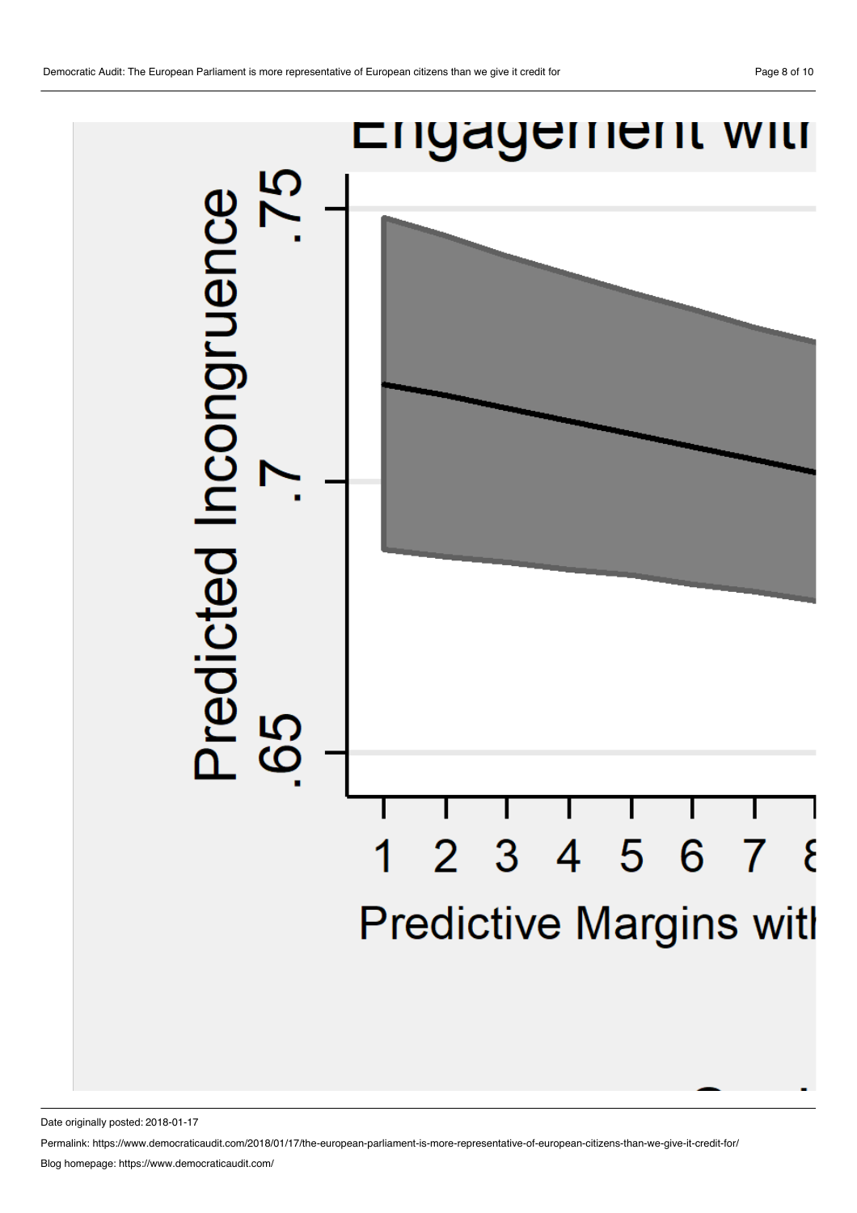Engagement with

Predicted Incongruence

.75

.7

.65

1 2 3 4 5 6 7 8

Predictive Margins with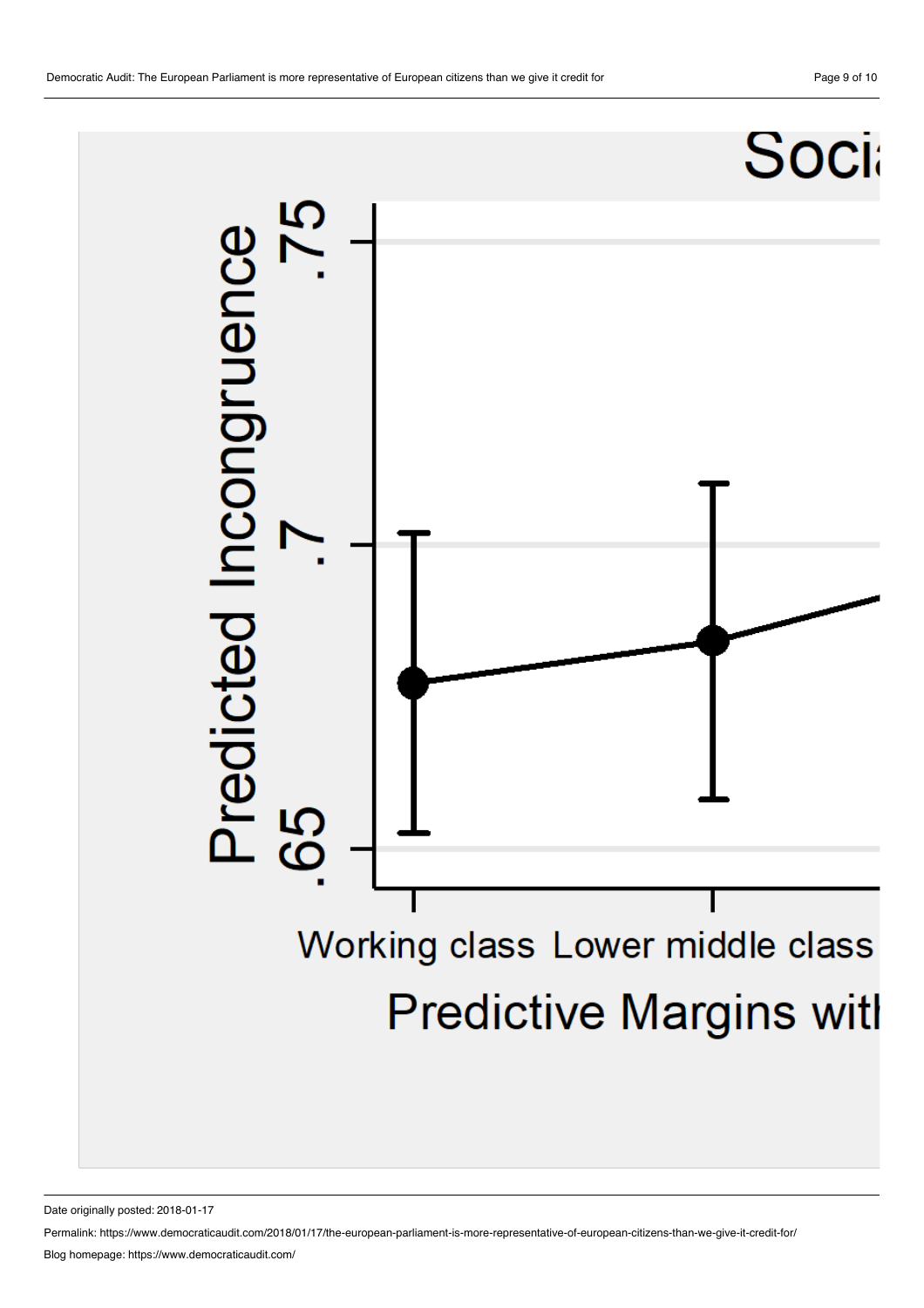Soci

Predicted Incongruence

.75

.7

.65

Working class | Lower middle class

Predictive Margins wit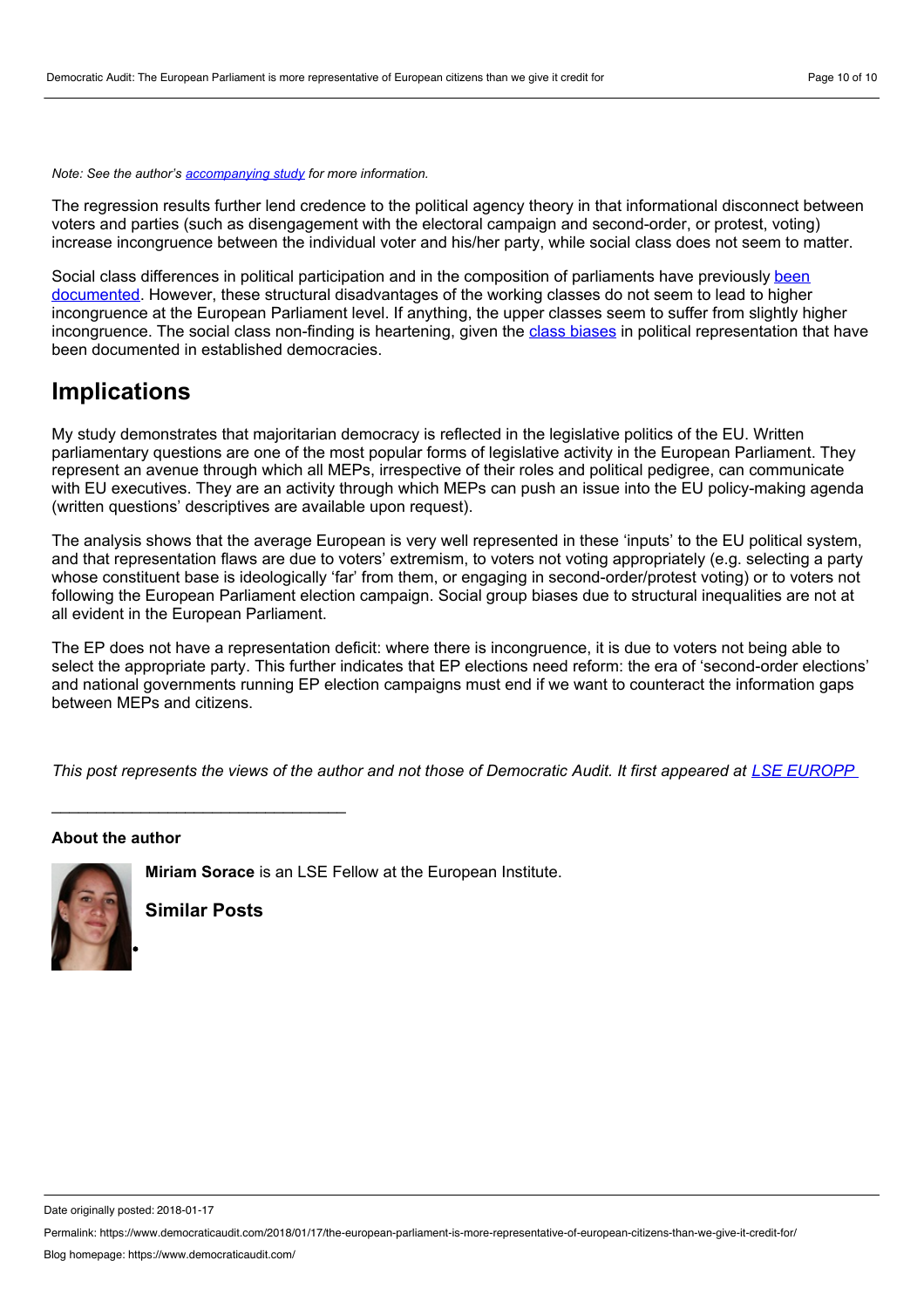*Note: See the author's accompanying study for more information.*

The regression results further lend credence to the political agency theory in that informational disconnect between voters and parties (such as disengagement with the electoral campaign and second-order, or protest, voting) increase incongruence between the individual voter and his/her party, while social class does not seem to matter.

Social class differences in political participation and in the composition of parliaments have previously been documented. However, these structural disadvantages of the working classes do not seem to lead to higher incongruence at the European Parliament level. If anything, the upper classes seem to suffer from slightly higher incongruence. The social class non-finding is heartening, given the class biases in political representation that have been documented in established democracies.

## Implications

My study demonstrates that majoritarian democracy is reflected in the legislative politics of the EU. Written parliamentary questions are one of the most popular forms of legislative activity in the European Parliament. They represent an avenue through which all MEPs, irrespective of their roles and political pedigree, can communicate with EU executives. They are an activity through which MEPs can push an issue into the EU policy-making agenda (written questions' descriptives are available upon request).

The analysis shows that the average European is very well represented in these 'inputs' to the EU political system, and that representation flaws are due to voters' extremism, to voters not voting appropriately (e.g. selecting a party whose constituent base is ideologically 'far' from them, or engaging in second-order/protest voting) or to voters not following the European Parliament election campaign. Social group biases due to structural inequalities are not at all evident in the European Parliament.

The EP does not have a representation deficit: where there is incongruence, it is due to voters not being able to select the appropriate party. This further indicates that EP elections need reform: the era of 'second-order elections' and national governments running EP election campaigns must end if we want to counteract the information gaps between MEPs and citizens.

*This post represents the views of the author and not those of Democratic Audit. It first appeared at LSE EUROPP*

\_\_\_\_\_\_\_\_\_\_\_\_\_\_\_\_\_\_\_\_\_\_\_\_\_\_\_\_\_\_\_\_\_\_

**About the author**

**Miriam Sorace** is an LSE Fellow at the European Institute.

**Similar Posts**

Date originally posted: 2018-01-17

Permalink: https://www.democraticaudit.com/2018/01/17/the-european-parliament-is-more-representative-of-european-citizens-than-we-give-it-credit-for/

Blog homepage: https://www.democraticaudit.com/